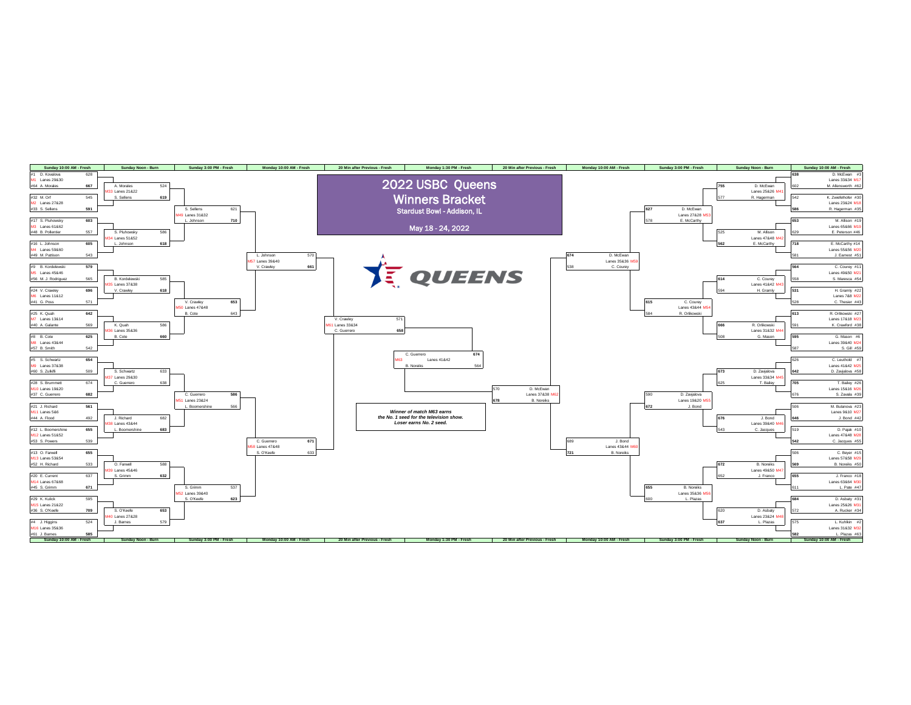# 2022 USBC Queens

## Winners Bracket

**Stardust Bowl - Addison, IL**

**May 18 - 24, 2022**

QUEENS

### Left Side

**Sunday 10:00 AM - Fresh**

| Match | Lanes | Bowler | Score | Bowler | Score |
|---|---|---|---|---|---|
| M1 | Lanes 29&30 | #1 D. Kovalova | 628 | #64 A. Morales | 667 |
| M2 | Lanes 27&28 | #32 M. Orf | 545 | #33 S. Sellens | 591 |
| M3 | Lanes 61&62 | #17 S. Pluhowsky | 603 | #48 B. Pollentier | 557 |
| M4 | Lanes 59&60 | #16 L. Johnson | 605 | #49 M. Pattison | 543 |
| M5 | Lanes 45&46 | #9 B. Kordelewski | 579 | #56 M. J. Rodriguez | 565 |
| M6 | Lanes 11&12 | #24 V. Crawley | 696 | #41 G. Poss | 571 |
| M7 | Lanes 13&14 | #25 K. Quah | 642 | #40 A. Galante | 569 |
| M8 | Lanes 43&44 | #8 B. Cote | 625 | #57 B. Smith | 542 |
| M9 | Lanes 37&38 | #5 S. Schwartz | 654 | #60 S. Zulkifli | 509 |
| M10 | Lanes 19&20 | #28 S. Brummett | 674 | #37 C. Guerrero | 682 |
| M11 | Lanes 5&6 | #21 J. Richard | 561 | #44 A. Flood | 492 |
| M12 | Lanes 51&52 | #12 L. Boomershine | 655 | #53 S. Powers | 539 |
| M13 | Lanes 53&54 | #13 O. Farwell | 655 | #52 H. Richard | 533 |
| M14 | Lanes 67&68 | #20 E. Current | 637 | #45 S. Grimm | 671 |
| M15 | Lanes 21&22 | #29 K. Kulick | 595 | #36 S. O'Keefe | 709 |
| M16 | Lanes 35&36 | #4 J. Higgins | 524 | #61 J. Barnes | 585 |

**Sunday Noon - Burn**

| Match | Lanes | Bowler | Score | Bowler | Score |
|---|---|---|---|---|---|
| M33 | Lanes 21&22 | A. Morales | 524 | S. Sellens | 619 |
| M34 | Lanes 51&52 | S. Pluhowsky | 586 | L. Johnson | 618 |
| M35 | Lanes 37&38 | B. Kordelewski | 585 | V. Crawley | 618 |
| M36 | Lanes 35&36 | K. Quah | 586 | B. Cote | 660 |
| M37 | Lanes 29&30 | S. Schwartz | 633 | C. Guerrero | 638 |
| M38 | Lanes 43&44 | J. Richard | 682 | L. Boomershine | 683 |
| M39 | Lanes 45&46 | O. Farwell | 588 | S. Grimm | 632 |
| M40 | Lanes 27&28 | S. O'Keefe | 653 | J. Barnes | 579 |

**Sunday 3:00 PM - Fresh**

| Match | Lanes | Bowler | Score | Bowler | Score |
|---|---|---|---|---|---|
| M49 | Lanes 31&32 | S. Sellens | 621 | L. Johnson | 710 |
| M50 | Lanes 47&48 | V. Crawley | 653 | B. Cote | 643 |
| M51 | Lanes 23&24 | C. Guerrero | 586 | L. Boomershine | 566 |
| M52 | Lanes 39&40 | S. Grimm | 537 | S. O'Keefe | 623 |

**Monday 10:00 AM - Fresh**

| Match | Lanes | Bowler | Score | Bowler | Score |
|---|---|---|---|---|---|
| M57 | Lanes 39&40 | L. Johnson | 570 | V. Crawley | 661 |
| M58 | Lanes 47&48 | C. Guerrero | 671 | S. O'Keefe | 633 |

**20 Min after Previous - Fresh**

| Match | Lanes | Bowler | Score | Bowler | Score |
|---|---|---|---|---|---|
| M61 | Lanes 33&34 | V. Crawley | 571 | C. Guerrero | 658 |

### Right Side

**Sunday 10:00 AM - Fresh**

| Match | Lanes | Bowler | Score | Bowler | Score |
|---|---|---|---|---|---|
| M17 | Lanes 33&34 | D. McEwan #3 | 638 | M. Allensworth #62 | 602 |
| M18 | Lanes 23&24 | K. Zweifelhofer #30 | 542 | R. Hagerman #35 | 586 |
| M19 | Lanes 65&66 | M. Allison #19 | 653 | E. Peterson #46 | 629 |
| M20 | Lanes 55&56 | E. McCarthy #14 | 718 | J. Earnest #51 | 581 |
| M21 | Lanes 49&50 | C. Courey #11 | 564 | S. Maresca #54 | 558 |
| M22 | Lanes 7&8 | H. Gramly #22 | 531 | C. Thesier #43 | 528 |
| M23 | Lanes 17&18 | R. Orlikowski #27 | 613 | K. Crawford #38 | 591 |
| M24 | Lanes 39&40 | G. Mason #6 | 595 | S. Gill #59 | 587 |
| M25 | Lanes 41&42 | C. Leuthold #7 | 626 | D. Zavjalova #58 | 642 |
| M26 | Lanes 15&16 | T. Bailey #26 | 705 | S. Zavala #39 | 676 |
| M27 | Lanes 9&10 | M. Bulanova #23 | 506 | J. Bond #42 | 646 |
| M28 | Lanes 47&48 | D. Pajak #10 | 519 | C. Jacques #55 | 542 |
| M29 | Lanes 57&58 | C. Beyer #15 | 506 | B. Noreiks #50 | 569 |
| M30 | Lanes 63&64 | J. Franco #18 | 655 | L. Pate #47 | 611 |
| M31 | Lanes 25&26 | D. Asbaty #31 | 684 | A. Rucker #34 | 572 |
| M32 | Lanes 31&32 | L. Kuhlkin #2 | 575 | L. Plazas #63 | 582 |

**Sunday Noon - Burn**

| Match | Lanes | Bowler | Score | Bowler | Score |
|---|---|---|---|---|---|
| M41 | Lanes 25&26 | D. McEwan | 755 | R. Hagerman | 577 |
| M42 | Lanes 47&48 | M. Allison | 525 | E. McCarthy | 562 |
| M43 | Lanes 41&42 | C. Courey | 614 | H. Gramly | 594 |
| M44 | Lanes 31&32 | R. Orlikowski | 666 | G. Mason | 508 |
| M45 | Lanes 33&34 | D. Zavjalova | 673 | T. Bailey | 625 |
| M46 | Lanes 39&40 | J. Bond | 676 | C. Jacques | 543 |
| M47 | Lanes 49&50 | B. Noreiks | 672 | J. Franco | 652 |
| M48 | Lanes 23&24 | D. Asbaty | 620 | L. Plazas | 637 |

**Sunday 3:00 PM - Fresh**

| Match | Lanes | Bowler | Score | Bowler | Score |
|---|---|---|---|---|---|
| M53 | Lanes 27&28 | D. McEwan | 627 | E. McCarthy | 578 |
| M54 | Lanes 43&44 | C. Courey | 615 | R. Orlikowski | 584 |
| M55 | Lanes 19&20 | D. Zavjalova | 590 | J. Bond | 672 |
| M56 | Lanes 35&36 | B. Noreiks | 655 | L. Plazas | 600 |

**Monday 10:00 AM - Fresh**

| Match | Lanes | Bowler | Score | Bowler | Score |
|---|---|---|---|---|---|
| M59 | Lanes 35&36 | D. McEwan | 674 | C. Courey | 538 |
| M60 | Lanes 43&44 | J. Bond | 689 | B. Noreiks | 721 |

**20 Min after Previous - Fresh**

| Match | Lanes | Bowler | Score | Bowler | Score |
|---|---|---|---|---|---|
| M62 | Lanes 37&38 | D. McEwan | 570 | B. Noreiks | 678 |

### Final

**Monday 1:30 PM - Fresh**

| Match | Lanes | Bowler | Score | Bowler | Score |
|---|---|---|---|---|---|
| M63 | Lanes 41&42 | C. Guerrero | 674 | B. Noreiks | 564 |

***Winner of match M63 earns the No. 1 seed for the television show. Loser earns No. 2 seed.***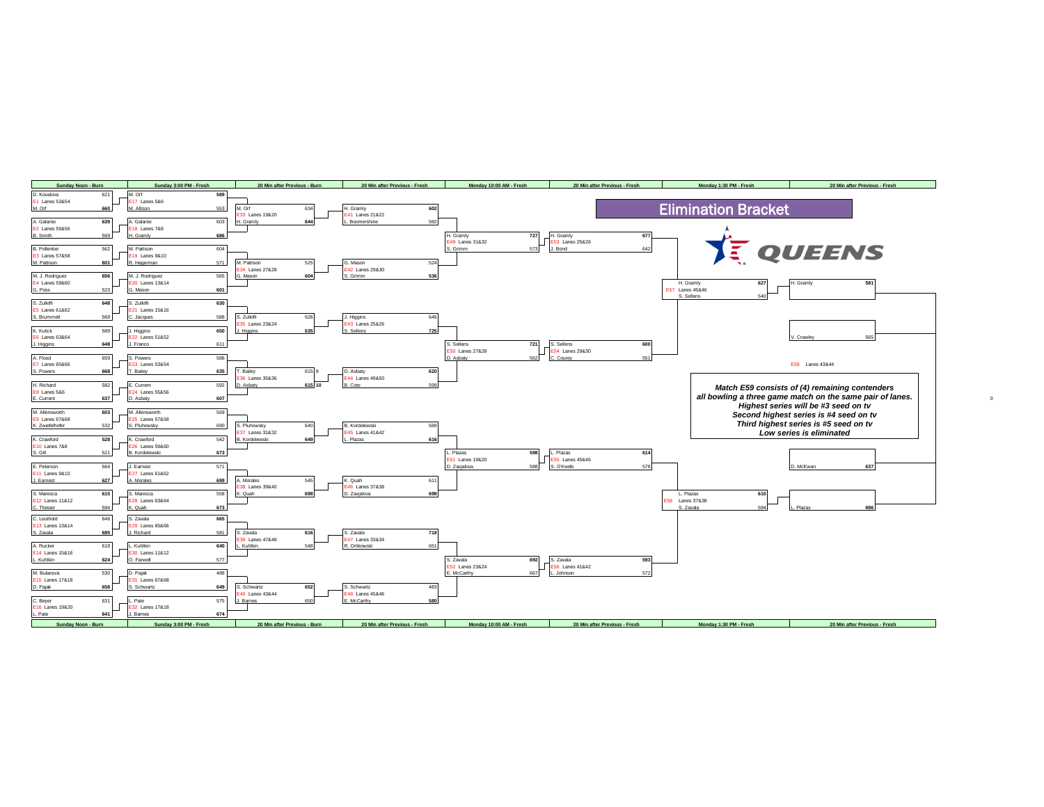# Elimination Bracket

QUEENS

## Sunday Noon - Burn

| Match | Lanes | Bowler | Score |
|---|---|---|---|
| E1 | Lanes 53&54 | D. Kovalova | 621 |
| | | M. Orf | 660 |
| E2 | Lanes 55&56 | A. Galante | 639 |
| | | B. Smith | 569 |
| E3 | Lanes 57&58 | B. Pollentier | 562 |
| | | M. Pattison | 601 |
| E4 | Lanes 59&60 | M. J. Rodriguez | 656 |
| | | G. Poss | 523 |
| E5 | Lanes 61&62 | S. Zulkifli | 648 |
| | | S. Brummett | 569 |
| E6 | Lanes 63&64 | K. Kulick | 589 |
| | | J. Higgins | 648 |
| E7 | Lanes 65&66 | A. Flood | 659 |
| | | S. Powers | 668 |
| E8 | Lanes 5&6 | H. Richard | 582 |
| | | E. Current | 637 |
| E9 | Lanes 67&68 | M. Allensworth | 603 |
| | | K. Zwiefelhofer | 532 |
| E10 | Lanes 7&8 | K. Crawford | 528 |
| | | S. Gill | 521 |
| E11 | Lanes 9&10 | E. Peterson | 564 |
| | | J. Earnest | 627 |
| E12 | Lanes 11&12 | S. Maresca | 615 |
| | | C. Thesier | 594 |
| E13 | Lanes 13&14 | C. Leuthold | 646 |
| | | S. Zavala | 685 |
| E14 | Lanes 15&16 | A. Rucker | 618 |
| | | L. Kuhlkin | 624 |
| E15 | Lanes 17&18 | M. Bulanova | 530 |
| | | D. Pajak | 658 |
| E16 | Lanes 19&20 | C. Beyer | 631 |
| | | L. Pate | 641 |

## Sunday 3:00 PM - Fresh

| Match | Lanes | Bowler | Score |
|---|---|---|---|
| E17 | Lanes 5&6 | M. Orf | 589 |
| | | M. Allison | 553 |
| E18 | Lanes 7&8 | A. Galante | 603 |
| | | H. Gramly | 686 |
| E19 | Lanes 9&10 | M. Pattison | 604 |
| | | R. Hagerman | 571 |
| E20 | Lanes 13&14 | M. J. Rodriguez | 565 |
| | | G. Mason | 601 |
| E21 | Lanes 15&16 | S. Zulkifli | 630 |
| | | C. Jacques | 588 |
| E22 | Lanes 51&52 | J. Higgins | 650 |
| | | J. Franco | 611 |
| E23 | Lanes 53&54 | S. Powers | 588 |
| | | T. Bailey | 635 |
| E24 | Lanes 55&56 | E. Current | 592 |
| | | D. Asbaty | 607 |
| E25 | Lanes 57&58 | M. Allensworth | 569 |
| | | S. Pluhowsky | 690 |
| E26 | Lanes 59&60 | K. Crawford | 542 |
| | | B. Kordelewski | 673 |
| E27 | Lanes 61&62 | J. Earnest | 571 |
| | | A. Morales | 699 |
| E28 | Lanes 63&64 | S. Maresca | 558 |
| | | K. Quah | 673 |
| E29 | Lanes 65&66 | S. Zavala | 665 |
| | | J. Richard | 581 |
| E30 | Lanes 11&12 | L. Kuhlkin | 640 |
| | | O. Farwell | 577 |
| E31 | Lanes 67&68 | D. Pajak | 488 |
| | | S. Schwartz | 649 |
| E32 | Lanes 17&18 | L. Pate | 575 |
| | | J. Barnes | 674 |

## 20 Min after Previous - Burn

| Match | Lanes | Bowler | Score |
|---|---|---|---|
| E33 | Lanes 19&20 | M. Orf | 634 |
| | | H. Gramly | 644 |
| E34 | Lanes 27&28 | M. Pattison | 525 |
| | | G. Mason | 604 |
| E35 | Lanes 23&24 | S. Zulkifli | 626 |
| | | J. Higgins | 635 |
| E36 | Lanes 35&36 | T. Bailey | 615 9 |
| | | D. Asbaty | 615 10 |
| E37 | Lanes 31&32 | S. Pluhowsky | 640 |
| | | B. Kordelewski | 649 |
| E38 | Lanes 39&40 | A. Morales | 545 |
| | | K. Quah | 698 |
| E39 | Lanes 47&48 | S. Zavala | 616 |
| | | L. Kuhlkin | 548 |
| E40 | Lanes 43&44 | S. Schwartz | 652 |
| | | J. Barnes | 650 |

## 20 Min after Previous - Fresh

| Match | Lanes | Bowler | Score |
|---|---|---|---|
| E41 | Lanes 21&22 | H. Gramly | 602 |
| | | L. Boomershine | 582 |
| E42 | Lanes 29&30 | G. Mason | 524 |
| | | S. Grimm | 536 |
| E43 | Lanes 25&26 | J. Higgins | 646 |
| | | S. Sellens | 725 |
| E44 | Lanes 49&50 | D. Asbaty | 620 |
| | | B. Cote | 599 |
| E45 | Lanes 41&42 | B. Kordelewski | 589 |
| | | L. Plazas | 616 |
| E46 | Lanes 37&38 | K. Quah | 611 |
| | | D. Zavjalova | 698 |
| E47 | Lanes 33&34 | S. Zavala | 718 |
| | | R. Orlikowski | 651 |
| E48 | Lanes 45&46 | S. Schwartz | 483 |
| | | E. McCarthy | 580 |

## Monday 10:00 AM - Fresh

| Match | Lanes | Bowler | Score |
|---|---|---|---|
| E49 | Lanes 31&32 | H. Gramly | 727 |
| | | S. Grimm | 573 |
| E50 | Lanes 27&28 | S. Sellens | 721 |
| | | D. Asbaty | 562 |
| E51 | Lanes 19&20 | L. Plazas | 598 |
| | | D. Zavjalova | 588 |
| E52 | Lanes 23&24 | S. Zavala | 692 |
| | | E. McCarthy | 667 |

## 20 Min after Previous - Fresh

| Match | Lanes | Bowler | Score |
|---|---|---|---|
| E53 | Lanes 25&26 | H. Gramly | 677 |
| | | J. Bond | 642 |
| E54 | Lanes 29&30 | S. Sellens | 600 |
| | | C. Courey | 551 |
| E55 | Lanes 45&46 | L. Plazas | 614 |
| | | S. O'Keefe | 578 |
| E56 | Lanes 41&42 | S. Zavala | 593 |
| | | L. Johnson | 572 |

## Monday 1:30 PM - Fresh

| Match | Lanes | Bowler | Score |
|---|---|---|---|
| E57 | Lanes 45&46 | H. Gramly | 627 |
| | | S. Sellens | 540 |
| E58 | Lanes 37&38 | L. Plazas | 610 |
| | | S. Zavala | 594 |

## 20 Min after Previous - Fresh

E59 Lanes 43&44

| Bowler | Score |
|---|---|
| H. Gramly | 581 |
| | |
| V. Crawley | 565 |
| D. McEwan | 637 |
| | |
| L. Plazas | 696 |

***Match E59 consists of (4) remaining contenders all bowling a three game match on the same pair of lanes.***
***Highest series will be #3 seed on tv***
***Second highest series is #4 seed on tv***
***Third highest series is #5 seed on tv***
***Low series is eliminated***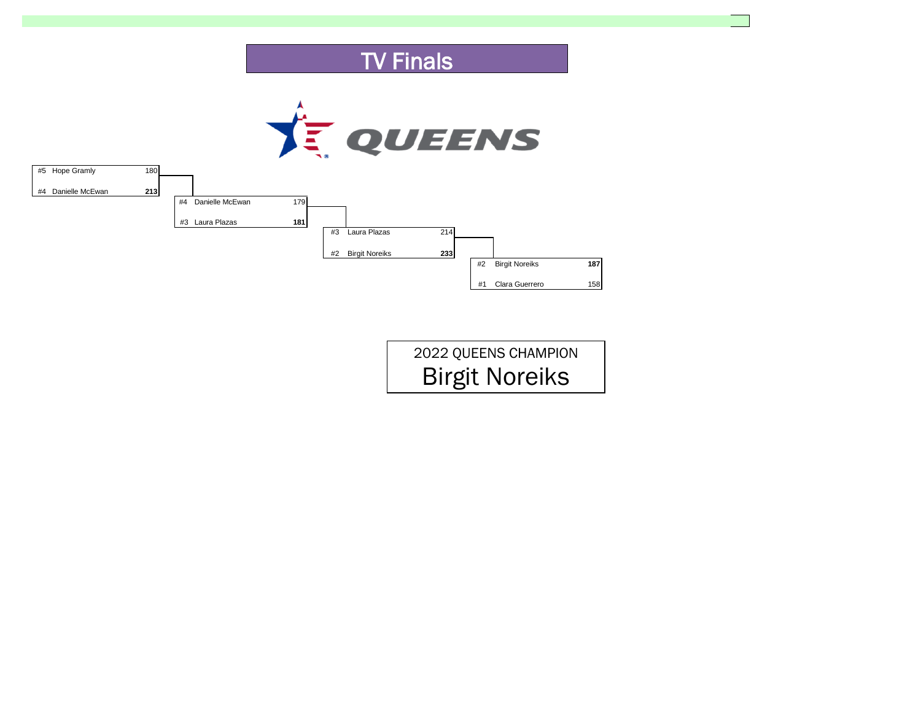# TV Finals

QUEENS

| | |
|---|---|
| #5 Hope Gramly | 180 |
| #4 Danielle McEwan | **213** |

| | |
|---|---|
| #4 Danielle McEwan | 179 |
| #3 Laura Plazas | **181** |

| | |
|---|---|
| #3 Laura Plazas | 214 |
| #2 Birgit Noreiks | **233** |

| | |
|---|---|
| #2 Birgit Noreiks | **187** |
| #1 Clara Guerrero | 158 |

2022 QUEENS CHAMPION

Birgit Noreiks